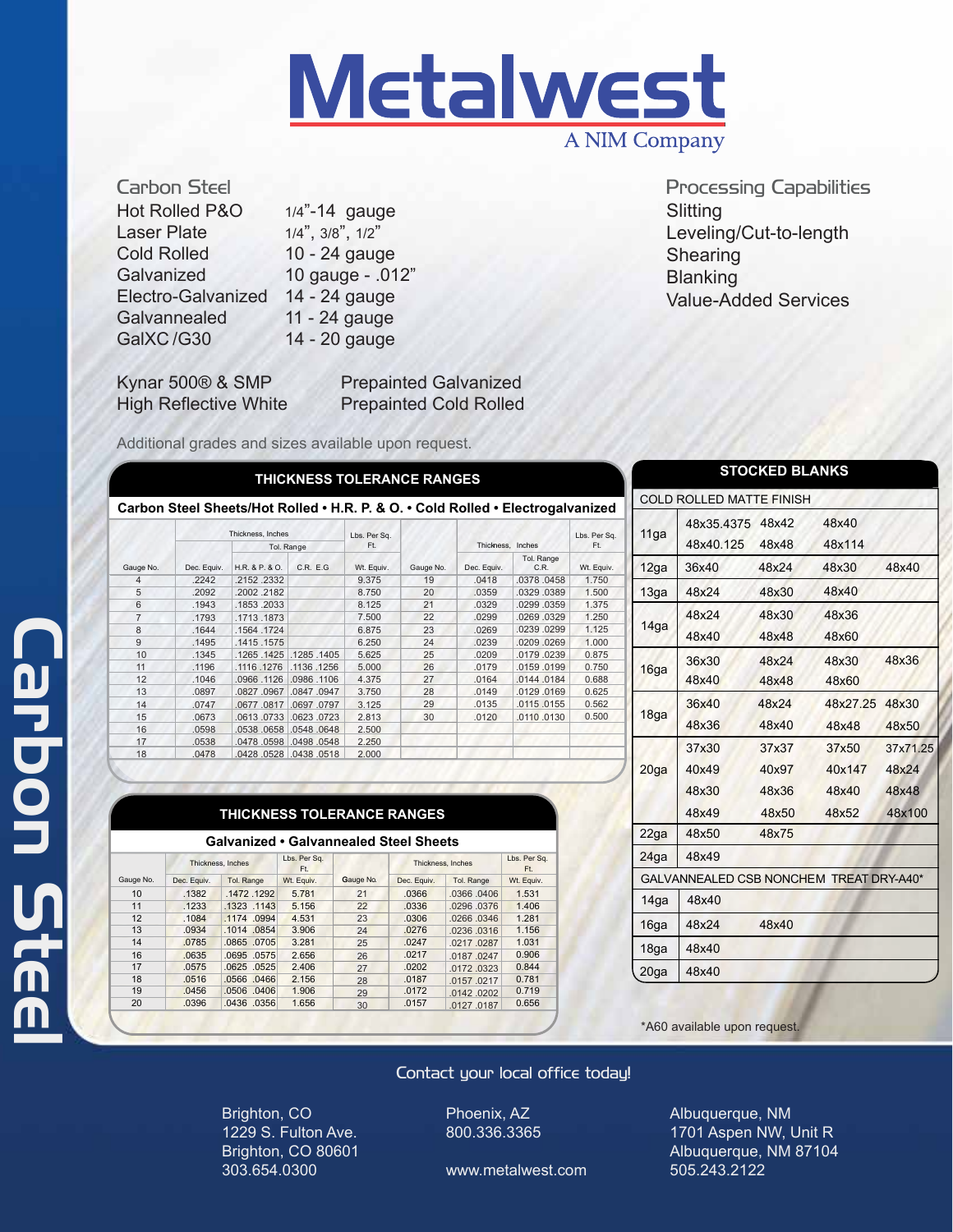# Metalwest

A NIM Company

## Carbon Steel

| | |
|---|---|
| Hot Rolled P&O | 1/4”-14 gauge |
| Laser Plate | 1/4”, 3/8”, 1/2” |
| Cold Rolled | 10 - 24 gauge |
| Galvanized | 10 gauge - .012” |
| Electro-Galvanized | 14 - 24 gauge |
| Galvannealed | 11 - 24 gauge |
| GalXC /G30 | 14 - 20 gauge |

Kynar 500® & SMP
High Reflective White

Prepainted Galvanized
Prepainted Cold Rolled

Additional grades and sizes available upon request.

## Processing Capabilities

- Slitting
- Leveling/Cut-to-length
- Shearing
- Blanking
- Value-Added Services

### THICKNESS TOLERANCE RANGES

**Carbon Steel Sheets/Hot Rolled • H.R. P. & O. • Cold Rolled • Electrogalvanized**

| Gauge No. | Thickness, Inches | | | Lbs. Per Sq. Ft. | Gauge No. | Thickness, Inches | | Lbs. Per Sq. Ft. |
|---|---|---|---|---|---|---|---|---|
| | | Tol. Range | | | | | Tol. Range | |
| | Dec. Equiv. | H.R. & P. & O. | C.R. E.G | Wt. Equiv. | | Dec. Equiv. | C.R. | Wt. Equiv. |
| 4 | .2242 | .2152 .2332 | | 9.375 | 19 | .0418 | .0378 .0458 | 1.750 |
| 5 | .2092 | .2002 .2182 | | 8.750 | 20 | .0359 | .0329 .0389 | 1.500 |
| 6 | .1943 | .1853 .2033 | | 8.125 | 21 | .0329 | .0299 .0359 | 1.375 |
| 7 | .1793 | .1713 .1873 | | 7.500 | 22 | .0299 | .0269 .0329 | 1.250 |
| 8 | .1644 | .1564 .1724 | | 6.875 | 23 | .0269 | .0239 .0299 | 1.125 |
| 9 | .1495 | .1415 .1575 | | 6.250 | 24 | .0239 | .0209 .0269 | 1.000 |
| 10 | .1345 | .1265 .1425 | .1285 .1405 | 5.625 | 25 | .0209 | .0179 .0239 | 0.875 |
| 11 | .1196 | .1116 .1276 | .1136 .1256 | 5.000 | 26 | .0179 | .0159 .0199 | 0.750 |
| 12 | .1046 | .0966 .1126 | .0986 .1106 | 4.375 | 27 | .0164 | .0144 .0184 | 0.688 |
| 13 | .0897 | .0827 .0967 | .0847 .0947 | 3.750 | 28 | .0149 | .0129 .0169 | 0.625 |
| 14 | .0747 | .0677 .0817 | .0697 .0797 | 3.125 | 29 | .0135 | .0115 .0155 | 0.562 |
| 15 | .0673 | .0613 .0733 | .0623 .0723 | 2.813 | 30 | .0120 | .0110 .0130 | 0.500 |
| 16 | .0598 | .0538 .0658 | .0548 .0648 | 2.500 | | | | |
| 17 | .0538 | .0478 .0598 | .0498 .0548 | 2.250 | | | | |
| 18 | .0478 | .0428 .0528 | .0438 .0518 | 2.000 | | | | |

### THICKNESS TOLERANCE RANGES

**Galvanized • Galvannealed Steel Sheets**

| Gauge No. | Thickness, Inches | | Lbs. Per Sq. Ft. | Gauge No. | Thickness, Inches | | Lbs. Per Sq. Ft. |
|---|---|---|---|---|---|---|---|
| | Dec. Equiv. | Tol. Range | Wt. Equiv. | | Dec. Equiv. | Tol. Range | Wt. Equiv. |
| 10 | .1382 | .1472 .1292 | 5.781 | 21 | .0366 | .0366 .0406 | 1.531 |
| 11 | .1233 | .1323 .1143 | 5.156 | 22 | .0336 | .0296 .0376 | 1.406 |
| 12 | .1084 | .1174 .0994 | 4.531 | 23 | .0306 | .0266 .0346 | 1.281 |
| 13 | .0934 | .1014 .0854 | 3.906 | 24 | .0276 | .0236 .0316 | 1.156 |
| 14 | .0785 | .0865 .0705 | 3.281 | 25 | .0247 | .0217 .0287 | 1.031 |
| 16 | .0635 | .0695 .0575 | 2.656 | 26 | .0217 | .0187 .0247 | 0.906 |
| 17 | .0575 | .0625 .0525 | 2.406 | 27 | .0202 | .0172 .0323 | 0.844 |
| 18 | .0516 | .0566 .0466 | 2.156 | 28 | .0187 | .0157 .0217 | 0.781 |
| 19 | .0456 | .0506 .0406 | 1.906 | 29 | .0172 | .0142 .0202 | 0.719 |
| 20 | .0396 | .0436 .0356 | 1.656 | 30 | .0157 | .0127 .0187 | 0.656 |

### STOCKED BLANKS

| | | | | |
|---|---|---|---|---|
| **COLD ROLLED MATTE FINISH** | | | | |
| 11ga | 48x35.4375 | 48x42 | 48x40 | |
| | 48x40.125 | 48x48 | 48x114 | |
| 12ga | 36x40 | 48x24 | 48x30 | 48x40 |
| 13ga | 48x24 | 48x30 | 48x40 | |
| 14ga | 48x24 | 48x30 | 48x36 | |
| | 48x40 | 48x48 | 48x60 | |
| 16ga | 36x30 | 48x24 | 48x30 | 48x36 |
| | 48x40 | 48x48 | 48x60 | |
| 18ga | 36x40 | 48x24 | 48x27.25 | 48x30 |
| | 48x36 | 48x40 | 48x48 | 48x50 |
| 20ga | 37x30 | 37x37 | 37x50 | 37x71.25 |
| | 40x49 | 40x97 | 40x147 | 48x24 |
| | 48x30 | 48x36 | 48x40 | 48x48 |
| | 48x49 | 48x50 | 48x52 | 48x100 |
| 22ga | 48x50 | 48x75 | | |
| 24ga | 48x49 | | | |
| **GALVANNEALED CSB NONCHEM TREAT DRY-A40*** | | | | |
| 14ga | 48x40 | | | |
| 16ga | 48x24 | 48x40 | | |
| 18ga | 48x40 | | | |
| 20ga | 48x40 | | | |

*A60 available upon request.

Contact your local office today!

Brighton, CO
1229 S. Fulton Ave.
Brighton, CO 80601
303.654.0300

Phoenix, AZ
800.336.3365

www.metalwest.com

Albuquerque, NM
1701 Aspen NW, Unit R
Albuquerque, NM 87104
505.243.2122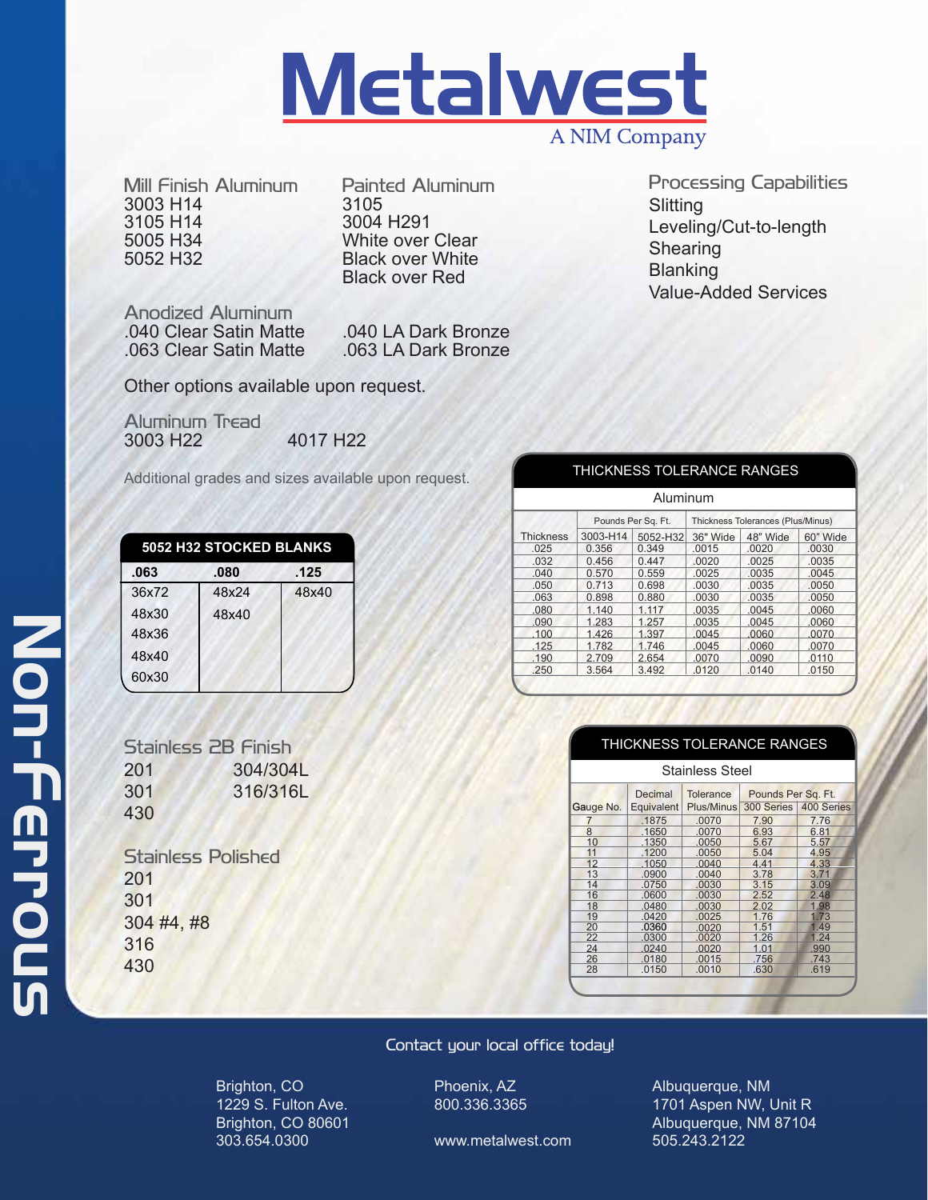# Metalwest

A NIM Company

## Mill Finish Aluminum

3003 H14
3105 H14
5005 H34
5052 H32

## Painted Aluminum

3105
3004 H291
White over Clear
Black over White
Black over Red

## Processing Capabilities

Slitting
Leveling/Cut-to-length
Shearing
Blanking
Value-Added Services

## Anodized Aluminum

.040 Clear Satin Matte
.063 Clear Satin Matte
.040 LA Dark Bronze
.063 LA Dark Bronze

Other options available upon request.

## Aluminum Tread

3003 H22
4017 H22

Additional grades and sizes available upon request.

**5052 H32 STOCKED BLANKS**

| .063 | .080 | .125 |
|---|---|---|
| 36x72 | 48x24 | 48x40 |
| 48x30 | 48x40 | |
| 48x36 | | |
| 48x40 | | |
| 60x30 | | |

**THICKNESS TOLERANCE RANGES**

Aluminum

| | Pounds Per Sq. Ft. | | Thickness Tolerances (Plus/Minus) | | |
|---|---|---|---|---|---|
| Thickness | 3003-H14 | 5052-H32 | 36" Wide | 48" Wide | 60" Wide |
| .025 | 0.356 | 0.349 | .0015 | .0020 | .0030 |
| .032 | 0.456 | 0.447 | .0020 | .0025 | .0035 |
| .040 | 0.570 | 0.559 | .0025 | .0035 | .0045 |
| .050 | 0.713 | 0.698 | .0030 | .0035 | .0050 |
| .063 | 0.898 | 0.880 | .0030 | .0035 | .0050 |
| .080 | 1.140 | 1.117 | .0035 | .0045 | .0060 |
| .090 | 1.283 | 1.257 | .0035 | .0045 | .0060 |
| .100 | 1.426 | 1.397 | .0045 | .0060 | .0070 |
| .125 | 1.782 | 1.746 | .0045 | .0060 | .0070 |
| .190 | 2.709 | 2.654 | .0070 | .0090 | .0110 |
| .250 | 3.564 | 3.492 | .0120 | .0140 | .0150 |

## Stainless 2B Finish

201
301
430
304/304L
316/316L

## Stainless Polished

201
301
304 #4, #8
316
430

**THICKNESS TOLERANCE RANGES**

Stainless Steel

| Gauge No. | Decimal Equivalent | Tolerance Plus/Minus | Pounds Per Sq. Ft. 300 Series | 400 Series |
|---|---|---|---|---|
| 7 | .1875 | .0070 | 7.90 | 7.76 |
| 8 | .1650 | .0070 | 6.93 | 6.81 |
| 10 | .1350 | .0050 | 5.67 | 5.57 |
| 11 | .1200 | .0050 | 5.04 | 4.95 |
| 12 | .1050 | .0040 | 4.41 | 4.33 |
| 13 | .0900 | .0040 | 3.78 | 3.71 |
| 14 | .0750 | .0030 | 3.15 | 3.09 |
| 16 | .0600 | .0030 | 2.52 | 2.48 |
| 18 | .0480 | .0030 | 2.02 | 1.98 |
| 19 | .0420 | .0025 | 1.76 | 1.73 |
| 20 | .0360 | .0020 | 1.51 | 1.49 |
| 22 | .0300 | .0020 | 1.26 | 1.24 |
| 24 | .0240 | .0020 | 1.01 | .990 |
| 26 | .0180 | .0015 | .756 | .743 |
| 28 | .0150 | .0010 | .630 | .619 |

Non-Ferrous

Contact your local office today!

Brighton, CO
1229 S. Fulton Ave.
Brighton, CO 80601
303.654.0300

Phoenix, AZ
800.336.3365

www.metalwest.com

Albuquerque, NM
1701 Aspen NW, Unit R
Albuquerque, NM 87104
505.243.2122